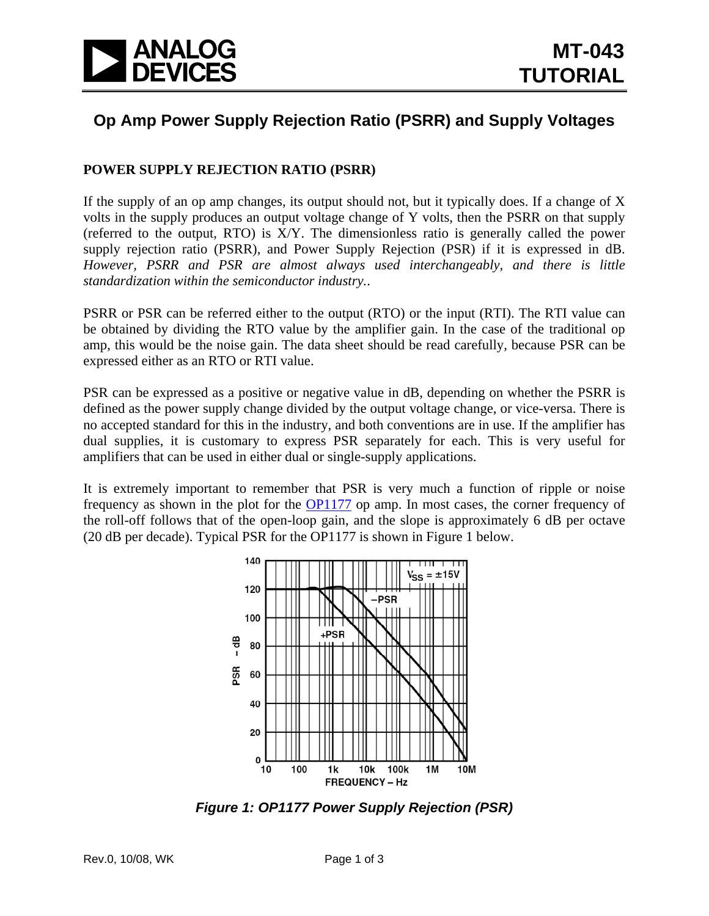# Op Amp Power Supply Rejection Ratio (PSRR) and Supply Voltages

## POWER SUPPLY REJECTION RATIO (PSRR)

If the supply of an op amp changes, its output should not, but it typically does. If a change of X volts in the supply produces an output voltage change of Y volts, then the PSRR on that supply (referred to the output, RTO) is X/Y. The dimensionless ratio is generally called the power supply rejection ratio (PSRR), and Power Supply Rejection (PSR) if it is expressed in dB. *However, PSRR and PSR are almost always used interchangeably, and there is little standardization within the semiconductor industry..*

PSRR or PSR can be referred either to the output (RTO) or the input (RTI). The RTI value can be obtained by dividing the RTO value by the amplifier gain. In the case of the traditional op amp, this would be the noise gain. The data sheet should be read carefully, because PSR can be expressed either as an RTO or RTI value.

PSR can be expressed as a positive or negative value in dB, depending on whether the PSRR is defined as the power supply change divided by the output voltage change, or vice-versa. There is no accepted standard for this in the industry, and both conventions are in use. If the amplifier has dual supplies, it is customary to express PSR separately for each. This is very useful for amplifiers that can be used in either dual or single-supply applications.

It is extremely important to remember that PSR is very much a function of ripple or noise frequency as shown in the plot for the OP1177 op amp. In most cases, the corner frequency of the roll-off follows that of the open-loop gain, and the slope is approximately 6 dB per octave (20 dB per decade). Typical PSR for the OP1177 is shown in Figure 1 below.

*Figure 1: OP1177 Power Supply Rejection (PSR)*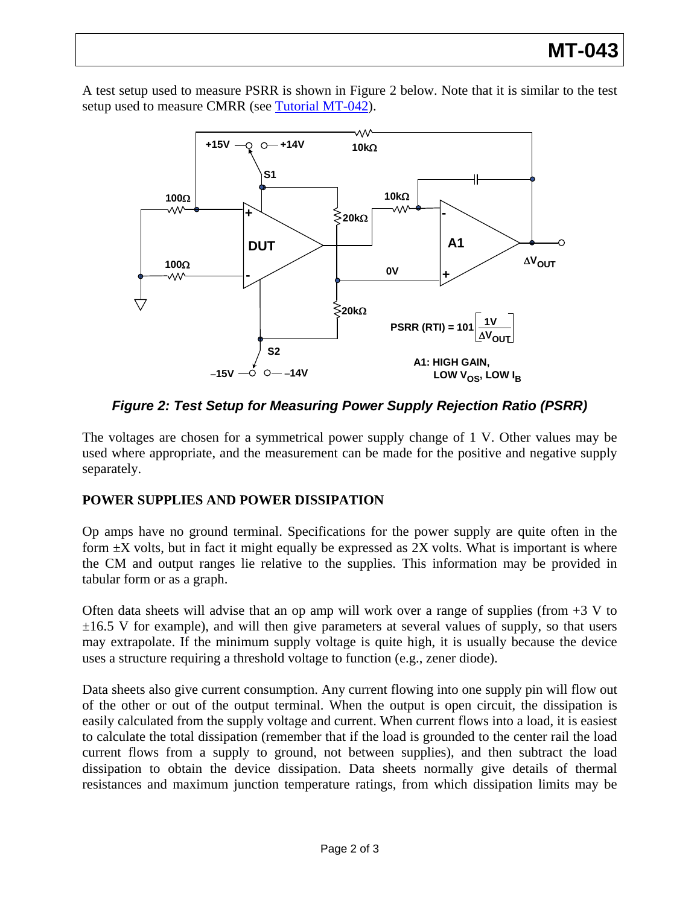A test setup used to measure PSRR is shown in Figure 2 below. Note that it is similar to the test setup used to measure CMRR (see Tutorial MT-042).

*Figure 2: Test Setup for Measuring Power Supply Rejection Ratio (PSRR)*

The voltages are chosen for a symmetrical power supply change of 1 V. Other values may be used where appropriate, and the measurement can be made for the positive and negative supply separately.

**POWER SUPPLIES AND POWER DISSIPATION**

Op amps have no ground terminal. Specifications for the power supply are quite often in the form ±X volts, but in fact it might equally be expressed as 2X volts. What is important is where the CM and output ranges lie relative to the supplies. This information may be provided in tabular form or as a graph.

Often data sheets will advise that an op amp will work over a range of supplies (from +3 V to ±16.5 V for example), and will then give parameters at several values of supply, so that users may extrapolate. If the minimum supply voltage is quite high, it is usually because the device uses a structure requiring a threshold voltage to function (e.g., zener diode).

Data sheets also give current consumption. Any current flowing into one supply pin will flow out of the other or out of the output terminal. When the output is open circuit, the dissipation is easily calculated from the supply voltage and current. When current flows into a load, it is easiest to calculate the total dissipation (remember that if the load is grounded to the center rail the load current flows from a supply to ground, not between supplies), and then subtract the load dissipation to obtain the device dissipation. Data sheets normally give details of thermal resistances and maximum junction temperature ratings, from which dissipation limits may be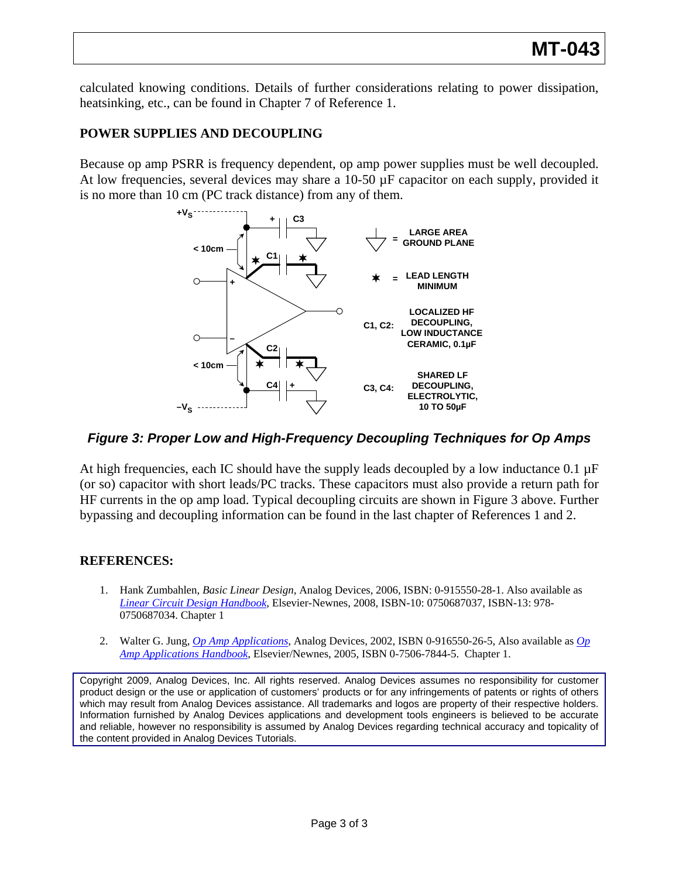calculated knowing conditions. Details of further considerations relating to power dissipation, heatsinking, etc., can be found in Chapter 7 of Reference 1.

## POWER SUPPLIES AND DECOUPLING

Because op amp PSRR is frequency dependent, op amp power supplies must be well decoupled. At low frequencies, several devices may share a 10-50 µF capacitor on each supply, provided it is no more than 10 cm (PC track distance) from any of them.

$+V_S$

< 10cm

C3

C1

C2

C4

< 10cm

$-V_S$

= LARGE AREA GROUND PLANE

= LEAD LENGTH MINIMUM

C1, C2: LOCALIZED HF DECOUPLING, LOW INDUCTANCE CERAMIC, 0.1µF

C3, C4: SHARED LF DECOUPLING, ELECTROLYTIC, 10 TO 50µF

***Figure 3: Proper Low and High-Frequency Decoupling Techniques for Op Amps***

At high frequencies, each IC should have the supply leads decoupled by a low inductance 0.1 µF (or so) capacitor with short leads/PC tracks. These capacitors must also provide a return path for HF currents in the op amp load. Typical decoupling circuits are shown in Figure 3 above. Further bypassing and decoupling information can be found in the last chapter of References 1 and 2.

## REFERENCES:

1. Hank Zumbahlen, *Basic Linear Design*, Analog Devices, 2006, ISBN: 0-915550-28-1. Also available as *Linear Circuit Design Handbook*, Elsevier-Newnes, 2008, ISBN-10: 0750687037, ISBN-13: 978-0750687034. Chapter 1

2. Walter G. Jung, *Op Amp Applications*, Analog Devices, 2002, ISBN 0-916550-26-5, Also available as *Op Amp Applications Handbook*, Elsevier/Newnes, 2005, ISBN 0-7506-7844-5. Chapter 1.

Copyright 2009, Analog Devices, Inc. All rights reserved. Analog Devices assumes no responsibility for customer product design or the use or application of customers' products or for any infringements of patents or rights of others which may result from Analog Devices assistance. All trademarks and logos are property of their respective holders. Information furnished by Analog Devices applications and development tools engineers is believed to be accurate and reliable, however no responsibility is assumed by Analog Devices regarding technical accuracy and topicality of the content provided in Analog Devices Tutorials.